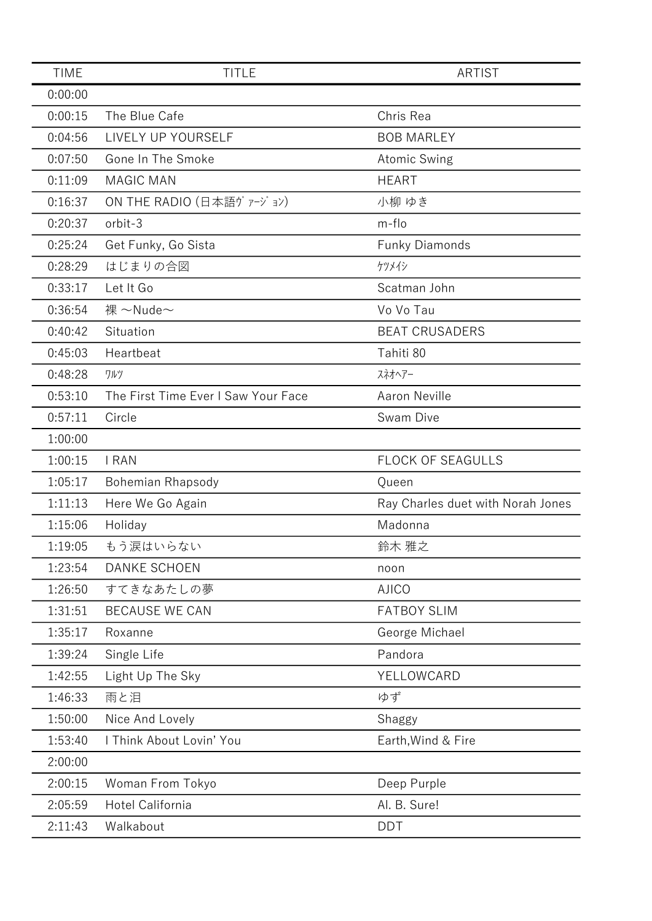| TIME | TITLE | ARTIST |
| --- | --- | --- |
| 0:00:00 | | |
| 0:00:15 | The Blue Cafe | Chris Rea |
| 0:04:56 | LIVELY UP YOURSELF | BOB MARLEY |
| 0:07:50 | Gone In The Smoke | Atomic Swing |
| 0:11:09 | MAGIC MAN | HEART |
| 0:16:37 | ON THE RADIO (日本語ｳﾞｧｰｼﾞｮﾝ) | 小柳 ゆき |
| 0:20:37 | orbit-3 | m-flo |
| 0:25:24 | Get Funky, Go Sista | Funky Diamonds |
| 0:28:29 | はじまりの合図 | ｹﾂﾒｲｼ |
| 0:33:17 | Let It Go | Scatman John |
| 0:36:54 | 裸 ～Nude～ | Vo Vo Tau |
| 0:40:42 | Situation | BEAT CRUSADERS |
| 0:45:03 | Heartbeat | Tahiti 80 |
| 0:48:28 | ﾜﾙﾂ | ｽﾈｵﾍｱｰ |
| 0:53:10 | The First Time Ever I Saw Your Face | Aaron Neville |
| 0:57:11 | Circle | Swam Dive |
| 1:00:00 | | |
| 1:00:15 | I RAN | FLOCK OF SEAGULLS |
| 1:05:17 | Bohemian Rhapsody | Queen |
| 1:11:13 | Here We Go Again | Ray Charles duet with Norah Jones |
| 1:15:06 | Holiday | Madonna |
| 1:19:05 | もう涙はいらない | 鈴木 雅之 |
| 1:23:54 | DANKE SCHOEN | noon |
| 1:26:50 | すてきなあたしの夢 | AJICO |
| 1:31:51 | BECAUSE WE CAN | FATBOY SLIM |
| 1:35:17 | Roxanne | George Michael |
| 1:39:24 | Single Life | Pandora |
| 1:42:55 | Light Up The Sky | YELLOWCARD |
| 1:46:33 | 雨と泪 | ゆず |
| 1:50:00 | Nice And Lovely | Shaggy |
| 1:53:40 | I Think About Lovin' You | Earth,Wind & Fire |
| 2:00:00 | | |
| 2:00:15 | Woman From Tokyo | Deep Purple |
| 2:05:59 | Hotel California | Al. B. Sure! |
| 2:11:43 | Walkabout | DDT |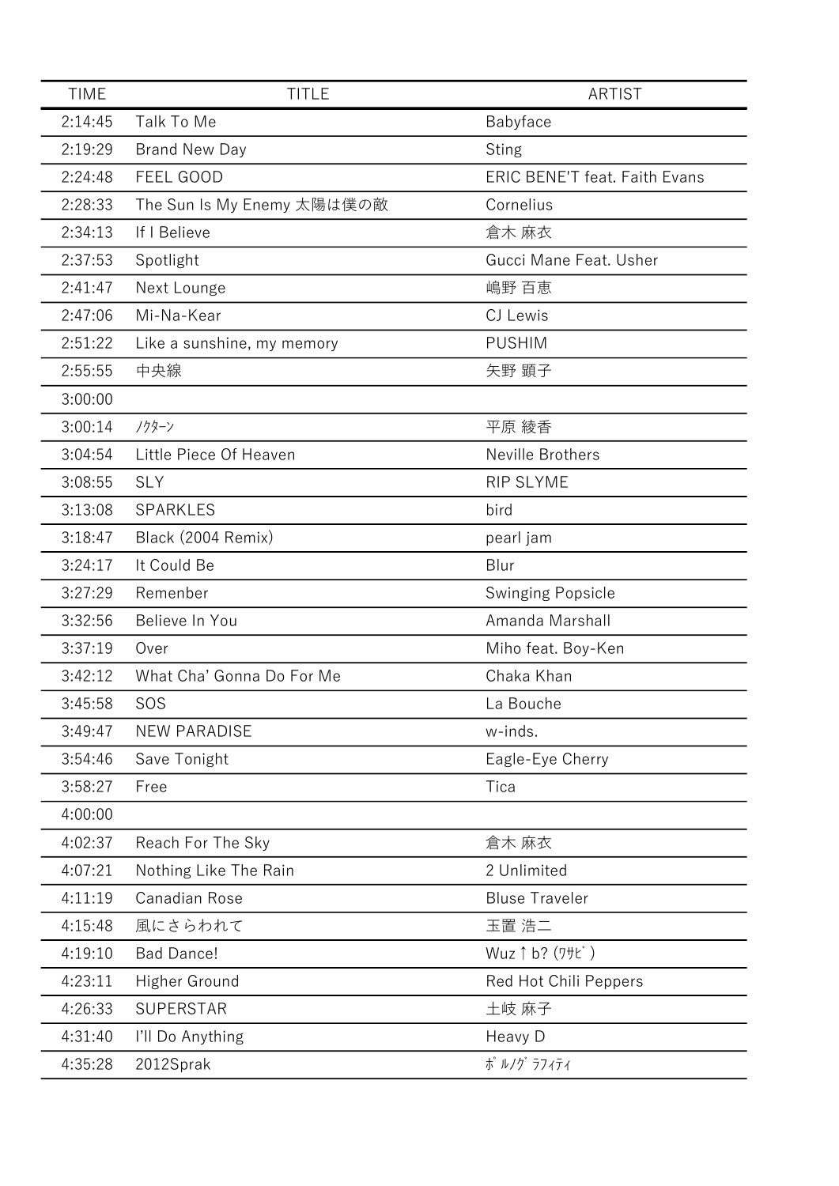| TIME | TITLE | ARTIST |
|---|---|---|
| 2:14:45 | Talk To Me | Babyface |
| 2:19:29 | Brand New Day | Sting |
| 2:24:48 | FEEL GOOD | ERIC BENE'T feat. Faith Evans |
| 2:28:33 | The Sun Is My Enemy 太陽は僕の敵 | Cornelius |
| 2:34:13 | If I Believe | 倉木 麻衣 |
| 2:37:53 | Spotlight | Gucci Mane Feat. Usher |
| 2:41:47 | Next Lounge | 嶋野 百恵 |
| 2:47:06 | Mi-Na-Kear | CJ Lewis |
| 2:51:22 | Like a sunshine, my memory | PUSHIM |
| 2:55:55 | 中央線 | 矢野 顕子 |
| 3:00:00 | | |
| 3:00:14 | ﾉｸﾀｰﾝ | 平原 綾香 |
| 3:04:54 | Little Piece Of Heaven | Neville Brothers |
| 3:08:55 | SLY | RIP SLYME |
| 3:13:08 | SPARKLES | bird |
| 3:18:47 | Black (2004 Remix) | pearl jam |
| 3:24:17 | It Could Be | Blur |
| 3:27:29 | Remenber | Swinging Popsicle |
| 3:32:56 | Believe In You | Amanda Marshall |
| 3:37:19 | Over | Miho feat. Boy-Ken |
| 3:42:12 | What Cha' Gonna Do For Me | Chaka Khan |
| 3:45:58 | SOS | La Bouche |
| 3:49:47 | NEW PARADISE | w-inds. |
| 3:54:46 | Save Tonight | Eagle-Eye Cherry |
| 3:58:27 | Free | Tica |
| 4:00:00 | | |
| 4:02:37 | Reach For The Sky | 倉木 麻衣 |
| 4:07:21 | Nothing Like The Rain | 2 Unlimited |
| 4:11:19 | Canadian Rose | Bluse Traveler |
| 4:15:48 | 風にさらわれて | 玉置 浩二 |
| 4:19:10 | Bad Dance! | Wuz↑b? (ﾜｻﾋﾞ) |
| 4:23:11 | Higher Ground | Red Hot Chili Peppers |
| 4:26:33 | SUPERSTAR | 土岐 麻子 |
| 4:31:40 | I'll Do Anything | Heavy D |
| 4:35:28 | 2012Sprak | ﾎﾟﾙﾉｸﾞﾗﾌｨﾃｨ |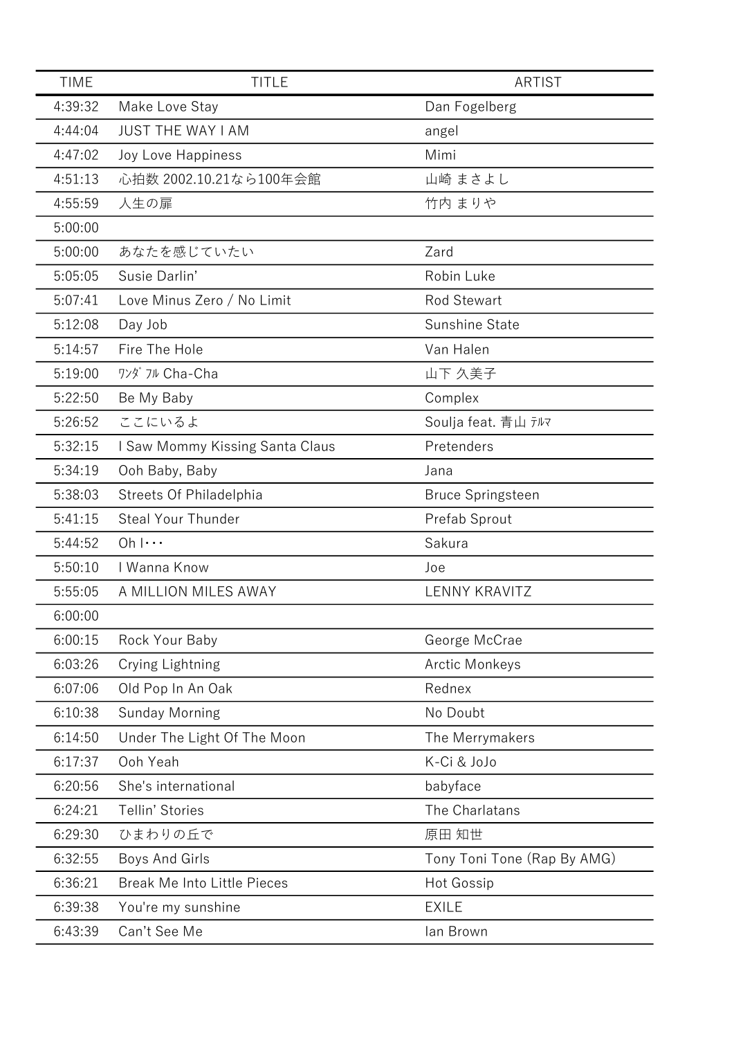| TIME | TITLE | ARTIST |
|---|---|---|
| 4:39:32 | Make Love Stay | Dan Fogelberg |
| 4:44:04 | JUST THE WAY I AM | angel |
| 4:47:02 | Joy Love Happiness | Mimi |
| 4:51:13 | 心拍数 2002.10.21なら100年会館 | 山崎 まさよし |
| 4:55:59 | 人生の扉 | 竹内 まりや |
| 5:00:00 | | |
| 5:00:00 | あなたを感じていたい | Zard |
| 5:05:05 | Susie Darlin’ | Robin Luke |
| 5:07:41 | Love Minus Zero / No Limit | Rod Stewart |
| 5:12:08 | Day Job | Sunshine State |
| 5:14:57 | Fire The Hole | Van Halen |
| 5:19:00 | ﾜﾝﾀﾞﾌﾙ Cha-Cha | 山下 久美子 |
| 5:22:50 | Be My Baby | Complex |
| 5:26:52 | ここにいるよ | Soulja feat. 青山 ﾃﾙﾏ |
| 5:32:15 | I Saw Mommy Kissing Santa Claus | Pretenders |
| 5:34:19 | Ooh Baby, Baby | Jana |
| 5:38:03 | Streets Of Philadelphia | Bruce Springsteen |
| 5:41:15 | Steal Your Thunder | Prefab Sprout |
| 5:44:52 | Oh I･･･ | Sakura |
| 5:50:10 | I Wanna Know | Joe |
| 5:55:05 | A MILLION MILES AWAY | LENNY KRAVITZ |
| 6:00:00 | | |
| 6:00:15 | Rock Your Baby | George McCrae |
| 6:03:26 | Crying Lightning | Arctic Monkeys |
| 6:07:06 | Old Pop In An Oak | Rednex |
| 6:10:38 | Sunday Morning | No Doubt |
| 6:14:50 | Under The Light Of The Moon | The Merrymakers |
| 6:17:37 | Ooh Yeah | K-Ci & JoJo |
| 6:20:56 | She's international | babyface |
| 6:24:21 | Tellin’ Stories | The Charlatans |
| 6:29:30 | ひまわりの丘で | 原田 知世 |
| 6:32:55 | Boys And Girls | Tony Toni Tone (Rap By AMG) |
| 6:36:21 | Break Me Into Little Pieces | Hot Gossip |
| 6:39:38 | You're my sunshine | EXILE |
| 6:43:39 | Can’t See Me | Ian Brown |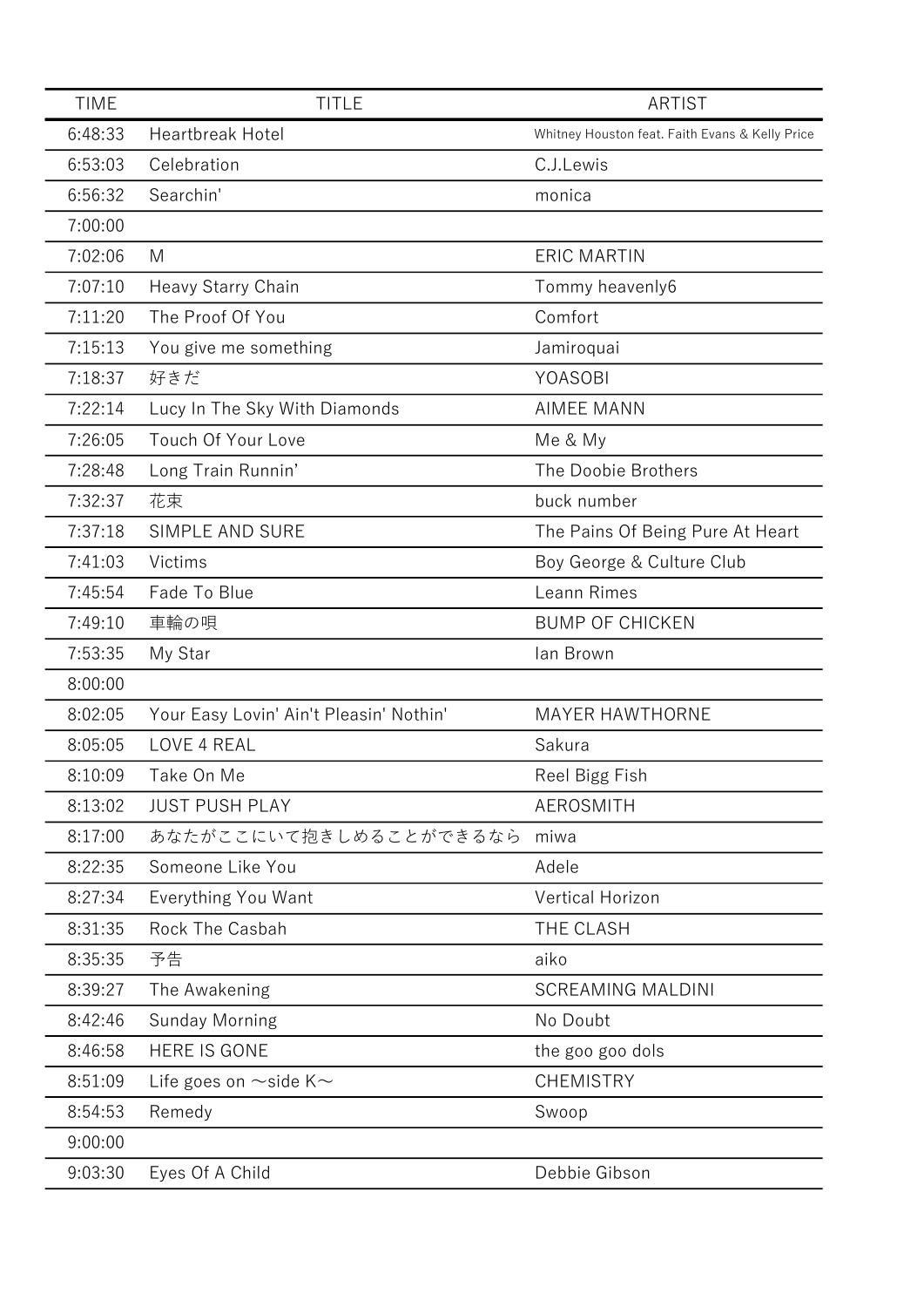| TIME | TITLE | ARTIST |
|---|---|---|
| 6:48:33 | Heartbreak Hotel | Whitney Houston feat. Faith Evans & Kelly Price |
| 6:53:03 | Celebration | C.J.Lewis |
| 6:56:32 | Searchin' | monica |
| 7:00:00 | | |
| 7:02:06 | M | ERIC MARTIN |
| 7:07:10 | Heavy Starry Chain | Tommy heavenly6 |
| 7:11:20 | The Proof Of You | Comfort |
| 7:15:13 | You give me something | Jamiroquai |
| 7:18:37 | 好きだ | YOASOBI |
| 7:22:14 | Lucy In The Sky With Diamonds | AIMEE MANN |
| 7:26:05 | Touch Of Your Love | Me & My |
| 7:28:48 | Long Train Runnin’ | The Doobie Brothers |
| 7:32:37 | 花束 | buck number |
| 7:37:18 | SIMPLE AND SURE | The Pains Of Being Pure At Heart |
| 7:41:03 | Victims | Boy George & Culture Club |
| 7:45:54 | Fade To Blue | Leann Rimes |
| 7:49:10 | 車輪の唄 | BUMP OF CHICKEN |
| 7:53:35 | My Star | Ian Brown |
| 8:00:00 | | |
| 8:02:05 | Your Easy Lovin' Ain't Pleasin' Nothin' | MAYER HAWTHORNE |
| 8:05:05 | LOVE 4 REAL | Sakura |
| 8:10:09 | Take On Me | Reel Bigg Fish |
| 8:13:02 | JUST PUSH PLAY | AEROSMITH |
| 8:17:00 | あなたがここにいて抱きしめることができるなら | miwa |
| 8:22:35 | Someone Like You | Adele |
| 8:27:34 | Everything You Want | Vertical Horizon |
| 8:31:35 | Rock The Casbah | THE CLASH |
| 8:35:35 | 予告 | aiko |
| 8:39:27 | The Awakening | SCREAMING MALDINI |
| 8:42:46 | Sunday Morning | No Doubt |
| 8:46:58 | HERE IS GONE | the goo goo dols |
| 8:51:09 | Life goes on 〜side K〜 | CHEMISTRY |
| 8:54:53 | Remedy | Swoop |
| 9:00:00 | | |
| 9:03:30 | Eyes Of A Child | Debbie Gibson |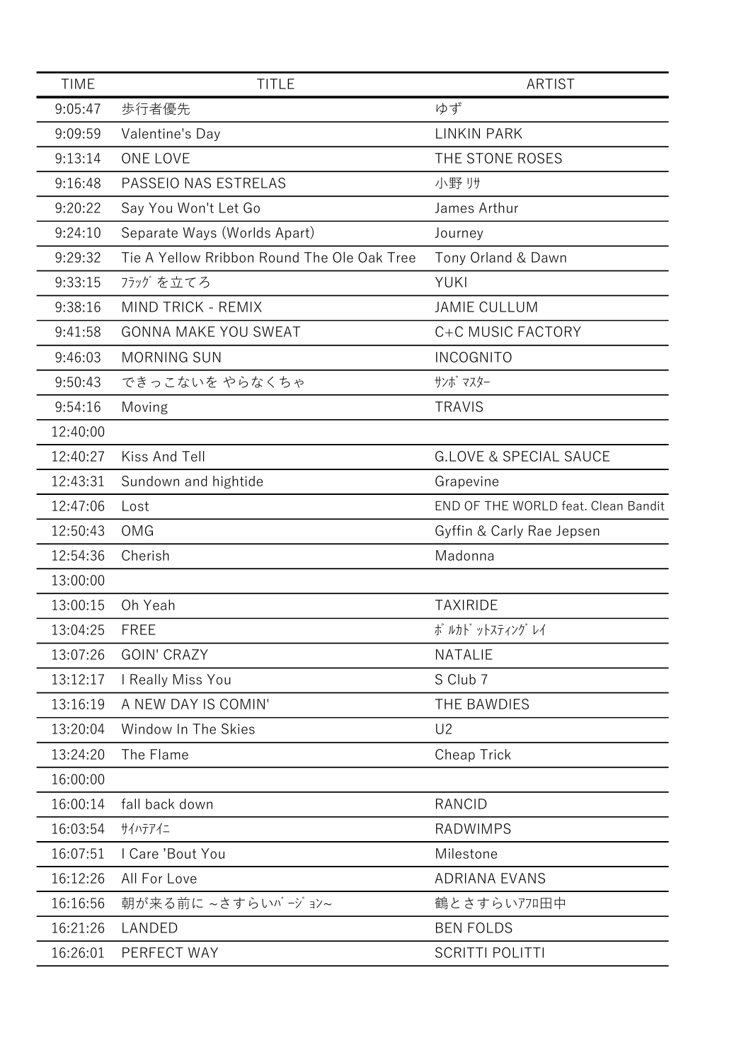| TIME | TITLE | ARTIST |
| --- | --- | --- |
| 9:05:47 | 歩行者優先 | ゆず |
| 9:09:59 | Valentine's Day | LINKIN PARK |
| 9:13:14 | ONE LOVE | THE STONE ROSES |
| 9:16:48 | PASSEIO NAS ESTRELAS | 小野 ﾘｻ |
| 9:20:22 | Say You Won't Let Go | James Arthur |
| 9:24:10 | Separate Ways (Worlds Apart) | Journey |
| 9:29:32 | Tie A Yellow Rribbon Round The Ole Oak Tree | Tony Orland & Dawn |
| 9:33:15 | ﾌﾗｯｸﾞ を立てろ | YUKI |
| 9:38:16 | MIND TRICK - REMIX | JAMIE CULLUM |
| 9:41:58 | GONNA MAKE YOU SWEAT | C+C MUSIC FACTORY |
| 9:46:03 | MORNING SUN | INCOGNITO |
| 9:50:43 | できっこないを やらなくちゃ | ｻﾝﾎﾞ ﾏｽﾀｰ |
| 9:54:16 | Moving | TRAVIS |
| 12:40:00 | | |
| 12:40:27 | Kiss And Tell | G.LOVE & SPECIAL SAUCE |
| 12:43:31 | Sundown and hightide | Grapevine |
| 12:47:06 | Lost | END OF THE WORLD feat. Clean Bandit |
| 12:50:43 | OMG | Gyffin & Carly Rae Jepsen |
| 12:54:36 | Cherish | Madonna |
| 13:00:00 | | |
| 13:00:15 | Oh Yeah | TAXIRIDE |
| 13:04:25 | FREE | ﾎﾟﾙｶﾄﾞｯﾄｽﾃｨﾝｸﾞﾚｲ |
| 13:07:26 | GOIN' CRAZY | NATALIE |
| 13:12:17 | I Really Miss You | S Club 7 |
| 13:16:19 | A NEW DAY IS COMIN' | THE BAWDIES |
| 13:20:04 | Window In The Skies | U2 |
| 13:24:20 | The Flame | Cheap Trick |
| 16:00:00 | | |
| 16:00:14 | fall back down | RANCID |
| 16:03:54 | ｻｲﾊﾃｱｲﾆ | RADWIMPS |
| 16:07:51 | I Care 'Bout You | Milestone |
| 16:12:26 | All For Love | ADRIANA EVANS |
| 16:16:56 | 朝が来る前に ~さすらいﾊﾞｰｼﾞｮﾝ~ | 鶴とさすらいｱﾌﾛ田中 |
| 16:21:26 | LANDED | BEN FOLDS |
| 16:26:01 | PERFECT WAY | SCRITTI POLITTI |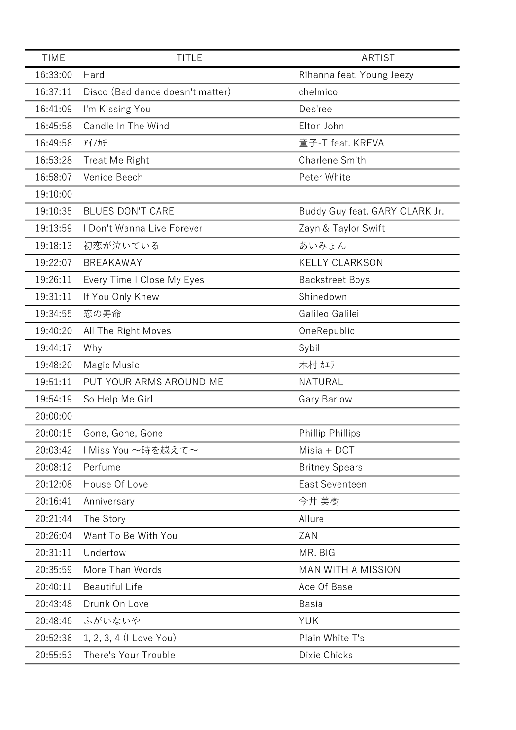| TIME | TITLE | ARTIST |
|---|---|---|
| 16:33:00 | Hard | Rihanna feat. Young Jeezy |
| 16:37:11 | Disco (Bad dance doesn't matter) | chelmico |
| 16:41:09 | I'm Kissing You | Des'ree |
| 16:45:58 | Candle In The Wind | Elton John |
| 16:49:56 | ｱｲﾉｶﾁ | 童子-T feat. KREVA |
| 16:53:28 | Treat Me Right | Charlene Smith |
| 16:58:07 | Venice Beech | Peter White |
| 19:10:00 | | |
| 19:10:35 | BLUES DON'T CARE | Buddy Guy feat. GARY CLARK Jr. |
| 19:13:59 | I Don't Wanna Live Forever | Zayn & Taylor Swift |
| 19:18:13 | 初恋が泣いている | あいみょん |
| 19:22:07 | BREAKAWAY | KELLY CLARKSON |
| 19:26:11 | Every Time I Close My Eyes | Backstreet Boys |
| 19:31:11 | If You Only Knew | Shinedown |
| 19:34:55 | 恋の寿命 | Galileo Galilei |
| 19:40:20 | All The Right Moves | OneRepublic |
| 19:44:17 | Why | Sybil |
| 19:48:20 | Magic Music | 木村 ｶｴﾗ |
| 19:51:11 | PUT YOUR ARMS AROUND ME | NATURAL |
| 19:54:19 | So Help Me Girl | Gary Barlow |
| 20:00:00 | | |
| 20:00:15 | Gone, Gone, Gone | Phillip Phillips |
| 20:03:42 | I Miss You ～時を越えて～ | Misia + DCT |
| 20:08:12 | Perfume | Britney Spears |
| 20:12:08 | House Of Love | East Seventeen |
| 20:16:41 | Anniversary | 今井 美樹 |
| 20:21:44 | The Story | Allure |
| 20:26:04 | Want To Be With You | ZAN |
| 20:31:11 | Undertow | MR. BIG |
| 20:35:59 | More Than Words | MAN WITH A MISSION |
| 20:40:11 | Beautiful Life | Ace Of Base |
| 20:43:48 | Drunk On Love | Basia |
| 20:48:46 | ふがいないや | YUKI |
| 20:52:36 | 1, 2, 3, 4 (I Love You) | Plain White T's |
| 20:55:53 | There's Your Trouble | Dixie Chicks |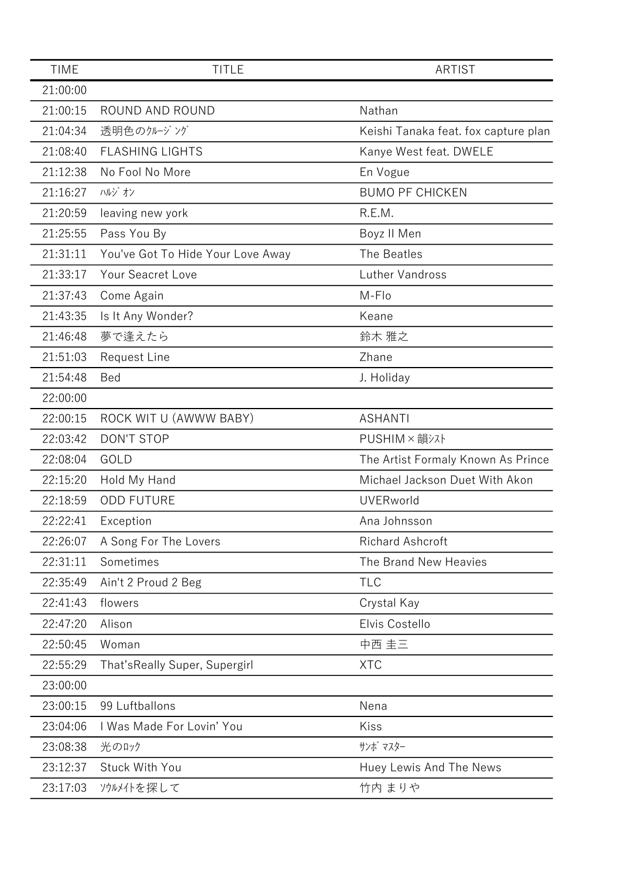| TIME | TITLE | ARTIST |
| --- | --- | --- |
| 21:00:00 | | |
| 21:00:15 | ROUND AND ROUND | Nathan |
| 21:04:34 | 透明色のｸﾙｰｼﾞﾝｸﾞ | Keishi Tanaka feat. fox capture plan |
| 21:08:40 | FLASHING LIGHTS | Kanye West feat. DWELE |
| 21:12:38 | No Fool No More | En Vogue |
| 21:16:27 | ﾊﾙｼﾞｵﾝ | BUMO PF CHICKEN |
| 21:20:59 | leaving new york | R.E.M. |
| 21:25:55 | Pass You By | Boyz II Men |
| 21:31:11 | You've Got To Hide Your Love Away | The Beatles |
| 21:33:17 | Your Seacret Love | Luther Vandross |
| 21:37:43 | Come Again | M-Flo |
| 21:43:35 | Is It Any Wonder? | Keane |
| 21:46:48 | 夢で逢えたら | 鈴木 雅之 |
| 21:51:03 | Request Line | Zhane |
| 21:54:48 | Bed | J. Holiday |
| 22:00:00 | | |
| 22:00:15 | ROCK WIT U (AWWW BABY) | ASHANTI |
| 22:03:42 | DON'T STOP | PUSHIM×韻ｼｽﾄ |
| 22:08:04 | GOLD | The Artist Formaly Known As Prince |
| 22:15:20 | Hold My Hand | Michael Jackson Duet With Akon |
| 22:18:59 | ODD FUTURE | UVERworld |
| 22:22:41 | Exception | Ana Johnsson |
| 22:26:07 | A Song For The Lovers | Richard Ashcroft |
| 22:31:11 | Sometimes | The Brand New Heavies |
| 22:35:49 | Ain't 2 Proud 2 Beg | TLC |
| 22:41:43 | flowers | Crystal Kay |
| 22:47:20 | Alison | Elvis Costello |
| 22:50:45 | Woman | 中西 圭三 |
| 22:55:29 | That'sReally Super, Supergirl | XTC |
| 23:00:00 | | |
| 23:00:15 | 99 Luftballons | Nena |
| 23:04:06 | I Was Made For Lovin' You | Kiss |
| 23:08:38 | 光のﾛｯｸ | ｻﾝﾎﾞﾏｽﾀｰ |
| 23:12:37 | Stuck With You | Huey Lewis And The News |
| 23:17:03 | ｿｳﾙﾒｲﾄを探して | 竹内 まりや |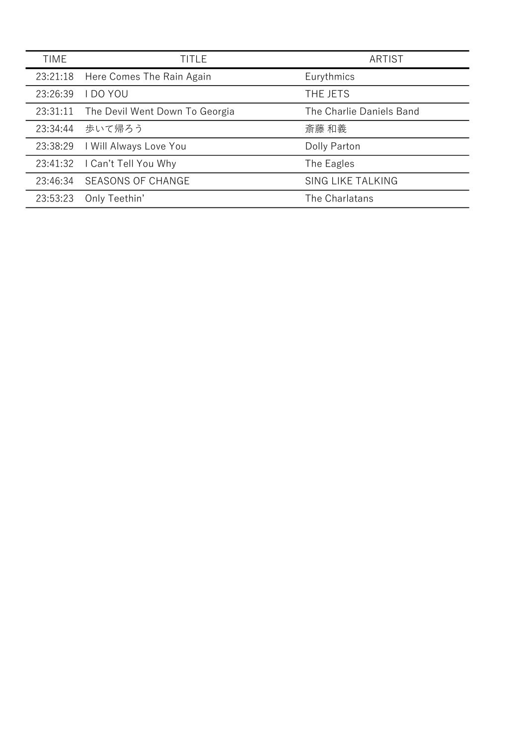| TIME | TITLE | ARTIST |
| --- | --- | --- |
| 23:21:18 | Here Comes The Rain Again | Eurythmics |
| 23:26:39 | I DO YOU | THE JETS |
| 23:31:11 | The Devil Went Down To Georgia | The Charlie Daniels Band |
| 23:34:44 | 歩いて帰ろう | 斎藤 和義 |
| 23:38:29 | I Will Always Love You | Dolly Parton |
| 23:41:32 | I Can’t Tell You Why | The Eagles |
| 23:46:34 | SEASONS OF CHANGE | SING LIKE TALKING |
| 23:53:23 | Only Teethin’ | The Charlatans |